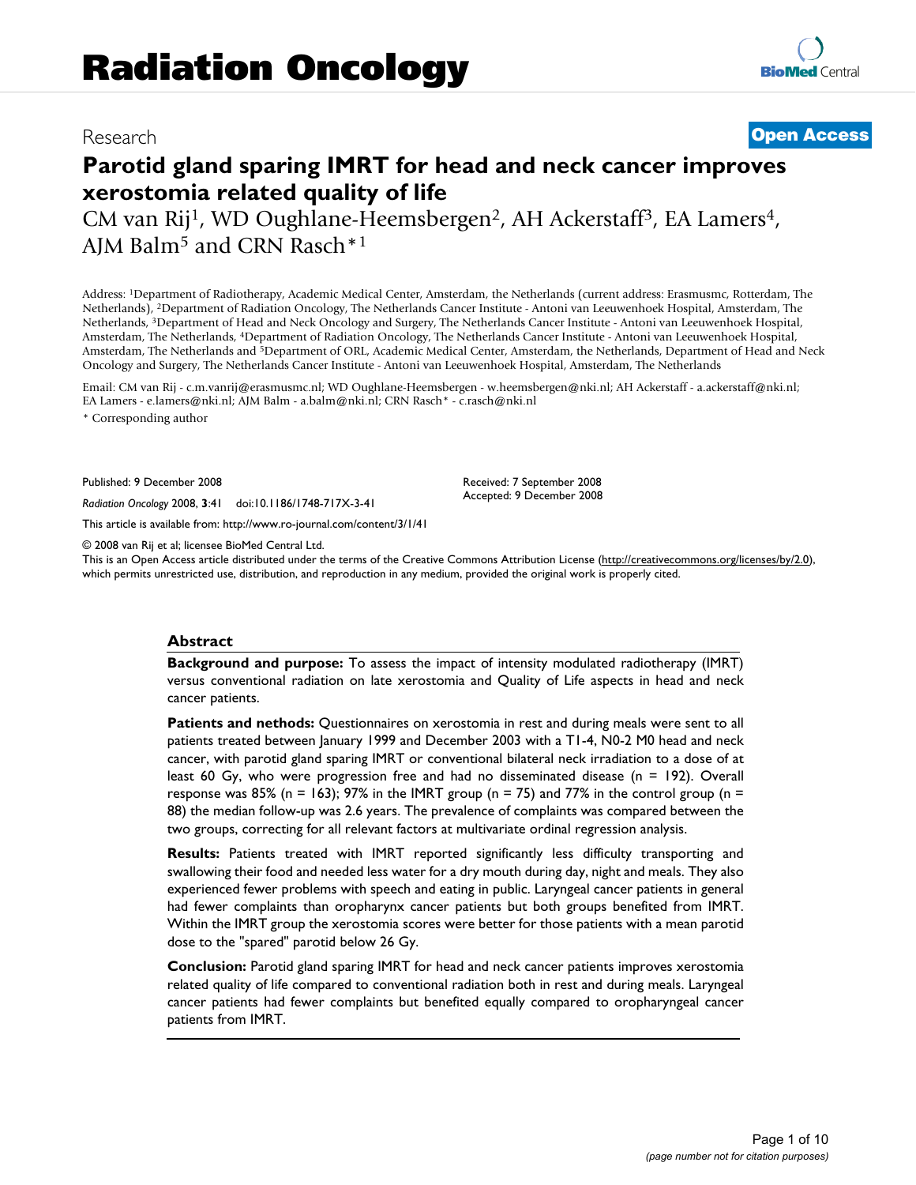Research

**Open Access**

# Parotid gland sparing IMRT for head and neck cancer improves xerostomia related quality of life

CM van Rij[1], WD Oughlane-Heemsbergen[2], AH Ackerstaff[3], EA Lamers[4], AJM Balm[5] and CRN Rasch*[1]

Address: [1]Department of Radiotherapy, Academic Medical Center, Amsterdam, the Netherlands (current address: Erasmusmc, Rotterdam, The Netherlands), [2]Department of Radiation Oncology, The Netherlands Cancer Institute - Antoni van Leeuwenhoek Hospital, Amsterdam, The Netherlands, [3]Department of Head and Neck Oncology and Surgery, The Netherlands Cancer Institute - Antoni van Leeuwenhoek Hospital, Amsterdam, The Netherlands, [4]Department of Radiation Oncology, The Netherlands Cancer Institute - Antoni van Leeuwenhoek Hospital, Amsterdam, The Netherlands and [5]Department of ORL, Academic Medical Center, Amsterdam, the Netherlands, Department of Head and Neck Oncology and Surgery, The Netherlands Cancer Institute - Antoni van Leeuwenhoek Hospital, Amsterdam, The Netherlands

Email: CM van Rij - c.m.vanrij@erasmusmc.nl; WD Oughlane-Heemsbergen - w.heemsbergen@nki.nl; AH Ackerstaff - a.ackerstaff@nki.nl; EA Lamers - e.lamers@nki.nl; AJM Balm - a.balm@nki.nl; CRN Rasch* - c.rasch@nki.nl

* Corresponding author

Published: 9 December 2008

*Radiation Oncology* 2008, **3**:41 doi:10.1186/1748-717X-3-41

Received: 7 September 2008
Accepted: 9 December 2008

This article is available from: http://www.ro-journal.com/content/3/1/41

© 2008 van Rij et al; licensee BioMed Central Ltd.
This is an Open Access article distributed under the terms of the Creative Commons Attribution License (http://creativecommons.org/licenses/by/2.0), which permits unrestricted use, distribution, and reproduction in any medium, provided the original work is properly cited.

## Abstract

**Background and purpose:** To assess the impact of intensity modulated radiotherapy (IMRT) versus conventional radiation on late xerostomia and Quality of Life aspects in head and neck cancer patients.

**Patients and nethods:** Questionnaires on xerostomia in rest and during meals were sent to all patients treated between January 1999 and December 2003 with a T1-4, N0-2 M0 head and neck cancer, with parotid gland sparing IMRT or conventional bilateral neck irradiation to a dose of at least 60 Gy, who were progression free and had no disseminated disease (n = 192). Overall response was 85% (n = 163); 97% in the IMRT group (n = 75) and 77% in the control group (n = 88) the median follow-up was 2.6 years. The prevalence of complaints was compared between the two groups, correcting for all relevant factors at multivariate ordinal regression analysis.

**Results:** Patients treated with IMRT reported significantly less difficulty transporting and swallowing their food and needed less water for a dry mouth during day, night and meals. They also experienced fewer problems with speech and eating in public. Laryngeal cancer patients in general had fewer complaints than oropharynx cancer patients but both groups benefited from IMRT. Within the IMRT group the xerostomia scores were better for those patients with a mean parotid dose to the "spared" parotid below 26 Gy.

**Conclusion:** Parotid gland sparing IMRT for head and neck cancer patients improves xerostomia related quality of life compared to conventional radiation both in rest and during meals. Laryngeal cancer patients had fewer complaints but benefited equally compared to oropharyngeal cancer patients from IMRT.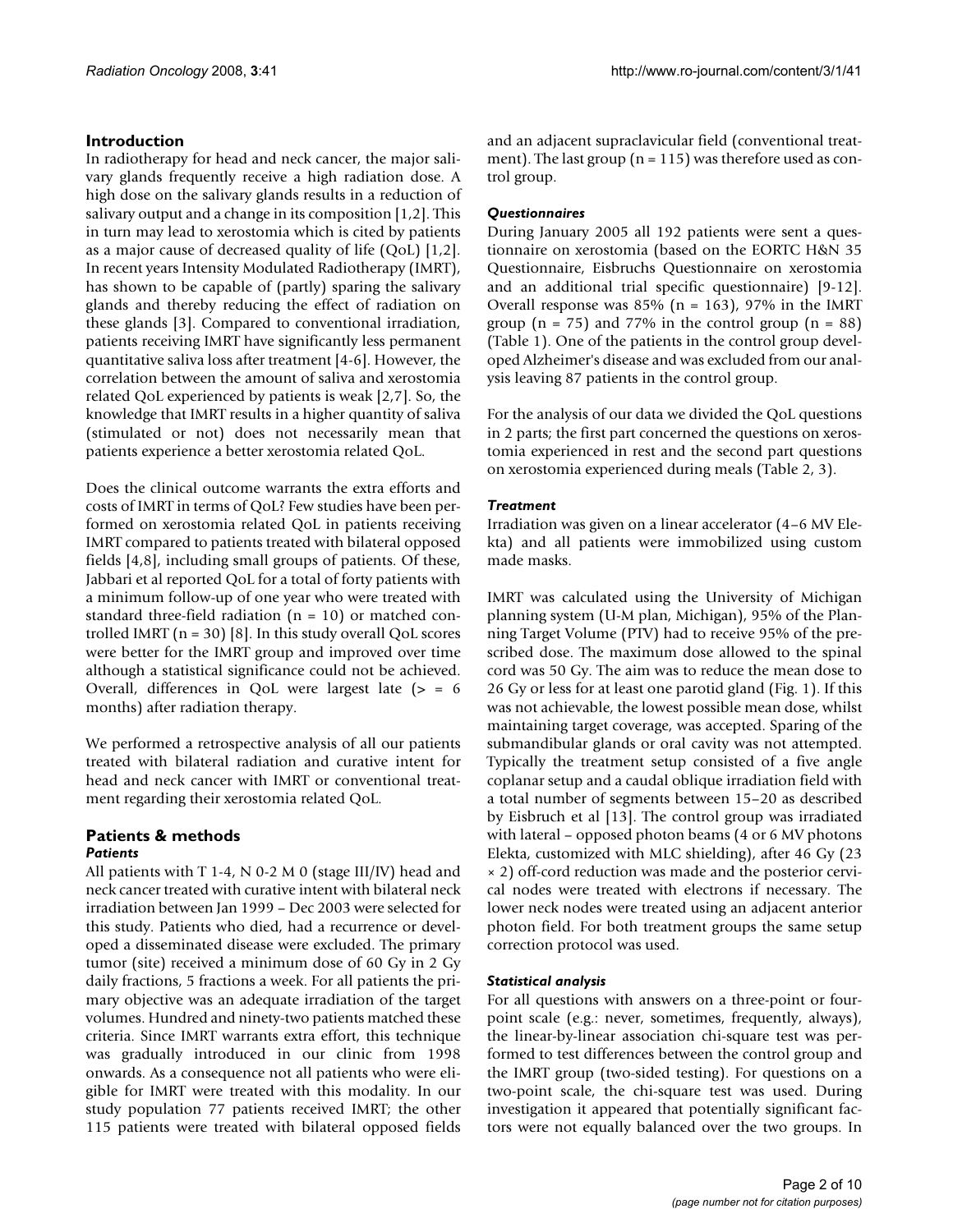## Introduction

In radiotherapy for head and neck cancer, the major salivary glands frequently receive a high radiation dose. A high dose on the salivary glands results in a reduction of salivary output and a change in its composition [1,2]. This in turn may lead to xerostomia which is cited by patients as a major cause of decreased quality of life (QoL) [1,2]. In recent years Intensity Modulated Radiotherapy (IMRT), has shown to be capable of (partly) sparing the salivary glands and thereby reducing the effect of radiation on these glands [3]. Compared to conventional irradiation, patients receiving IMRT have significantly less permanent quantitative saliva loss after treatment [4-6]. However, the correlation between the amount of saliva and xerostomia related QoL experienced by patients is weak [2,7]. So, the knowledge that IMRT results in a higher quantity of saliva (stimulated or not) does not necessarily mean that patients experience a better xerostomia related QoL.

Does the clinical outcome warrants the extra efforts and costs of IMRT in terms of QoL? Few studies have been performed on xerostomia related QoL in patients receiving IMRT compared to patients treated with bilateral opposed fields [4,8], including small groups of patients. Of these, Jabbari et al reported QoL for a total of forty patients with a minimum follow-up of one year who were treated with standard three-field radiation (n = 10) or matched controlled IMRT (n = 30) [8]. In this study overall QoL scores were better for the IMRT group and improved over time although a statistical significance could not be achieved. Overall, differences in QoL were largest late (> = 6 months) after radiation therapy.

We performed a retrospective analysis of all our patients treated with bilateral radiation and curative intent for head and neck cancer with IMRT or conventional treatment regarding their xerostomia related QoL.

## Patients & methods

### *Patients*

All patients with T 1-4, N 0-2 M 0 (stage III/IV) head and neck cancer treated with curative intent with bilateral neck irradiation between Jan 1999 – Dec 2003 were selected for this study. Patients who died, had a recurrence or developed a disseminated disease were excluded. The primary tumor (site) received a minimum dose of 60 Gy in 2 Gy daily fractions, 5 fractions a week. For all patients the primary objective was an adequate irradiation of the target volumes. Hundred and ninety-two patients matched these criteria. Since IMRT warrants extra effort, this technique was gradually introduced in our clinic from 1998 onwards. As a consequence not all patients who were eligible for IMRT were treated with this modality. In our study population 77 patients received IMRT; the other 115 patients were treated with bilateral opposed fields and an adjacent supraclavicular field (conventional treatment). The last group (n = 115) was therefore used as control group.

### *Questionnaires*

During January 2005 all 192 patients were sent a questionnaire on xerostomia (based on the EORTC H&N 35 Questionnaire, Eisbruchs Questionnaire on xerostomia and an additional trial specific questionnaire) [9-12]. Overall response was 85% (n = 163), 97% in the IMRT group (n = 75) and 77% in the control group (n = 88) (Table 1). One of the patients in the control group developed Alzheimer's disease and was excluded from our analysis leaving 87 patients in the control group.

For the analysis of our data we divided the QoL questions in 2 parts; the first part concerned the questions on xerostomia experienced in rest and the second part questions on xerostomia experienced during meals (Table 2, 3).

### *Treatment*

Irradiation was given on a linear accelerator (4–6 MV Elekta) and all patients were immobilized using custom made masks.

IMRT was calculated using the University of Michigan planning system (U-M plan, Michigan), 95% of the Planning Target Volume (PTV) had to receive 95% of the prescribed dose. The maximum dose allowed to the spinal cord was 50 Gy. The aim was to reduce the mean dose to 26 Gy or less for at least one parotid gland (Fig. 1). If this was not achievable, the lowest possible mean dose, whilst maintaining target coverage, was accepted. Sparing of the submandibular glands or oral cavity was not attempted. Typically the treatment setup consisted of a five angle coplanar setup and a caudal oblique irradiation field with a total number of segments between 15–20 as described by Eisbruch et al [13]. The control group was irradiated with lateral – opposed photon beams (4 or 6 MV photons Elekta, customized with MLC shielding), after 46 Gy (23 × 2) off-cord reduction was made and the posterior cervical nodes were treated with electrons if necessary. The lower neck nodes were treated using an adjacent anterior photon field. For both treatment groups the same setup correction protocol was used.

### *Statistical analysis*

For all questions with answers on a three-point or four-point scale (e.g.: never, sometimes, frequently, always), the linear-by-linear association chi-square test was performed to test differences between the control group and the IMRT group (two-sided testing). For questions on a two-point scale, the chi-square test was used. During investigation it appeared that potentially significant factors were not equally balanced over the two groups. In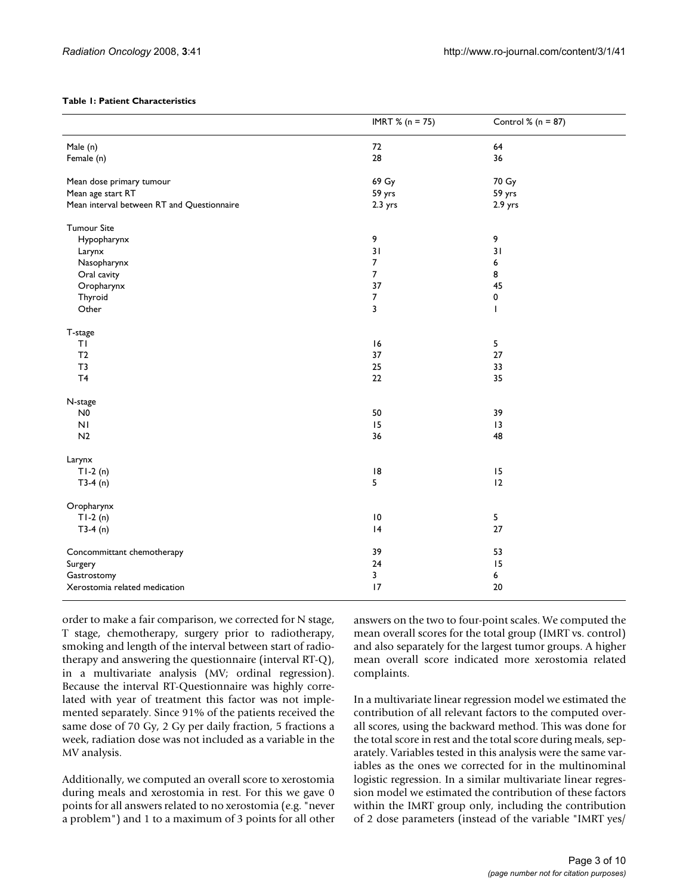**Table 1: Patient Characteristics**

| | IMRT % (n = 75) | Control % (n = 87) |
|---|---|---|
| Male (n) | 72 | 64 |
| Female (n) | 28 | 36 |
| | | |
| Mean dose primary tumour | 69 Gy | 70 Gy |
| Mean age start RT | 59 yrs | 59 yrs |
| Mean interval between RT and Questionnaire | 2.3 yrs | 2.9 yrs |
| | | |
| Tumour Site | | |
| Hypopharynx | 9 | 9 |
| Larynx | 31 | 31 |
| Nasopharynx | 7 | 6 |
| Oral cavity | 7 | 8 |
| Oropharynx | 37 | 45 |
| Thyroid | 7 | 0 |
| Other | 3 | 1 |
| | | |
| T-stage | | |
| T1 | 16 | 5 |
| T2 | 37 | 27 |
| T3 | 25 | 33 |
| T4 | 22 | 35 |
| | | |
| N-stage | | |
| N0 | 50 | 39 |
| N1 | 15 | 13 |
| N2 | 36 | 48 |
| | | |
| Larynx | | |
| T1-2 (n) | 18 | 15 |
| T3-4 (n) | 5 | 12 |
| | | |
| Oropharynx | | |
| T1-2 (n) | 10 | 5 |
| T3-4 (n) | 14 | 27 |
| | | |
| Concommittant chemotherapy | 39 | 53 |
| Surgery | 24 | 15 |
| Gastrostomy | 3 | 6 |
| Xerostomia related medication | 17 | 20 |

order to make a fair comparison, we corrected for N stage, T stage, chemotherapy, surgery prior to radiotherapy, smoking and length of the interval between start of radiotherapy and answering the questionnaire (interval RT-Q), in a multivariate analysis (MV; ordinal regression). Because the interval RT-Questionnaire was highly correlated with year of treatment this factor was not implemented separately. Since 91% of the patients received the same dose of 70 Gy, 2 Gy per daily fraction, 5 fractions a week, radiation dose was not included as a variable in the MV analysis.

Additionally, we computed an overall score to xerostomia during meals and xerostomia in rest. For this we gave 0 points for all answers related to no xerostomia (e.g. "never a problem") and 1 to a maximum of 3 points for all other answers on the two to four-point scales. We computed the mean overall scores for the total group (IMRT vs. control) and also separately for the largest tumor groups. A higher mean overall score indicated more xerostomia related complaints.

In a multivariate linear regression model we estimated the contribution of all relevant factors to the computed overall scores, using the backward method. This was done for the total score in rest and the total score during meals, separately. Variables tested in this analysis were the same variables as the ones we corrected for in the multinominal logistic regression. In a similar multivariate linear regression model we estimated the contribution of these factors within the IMRT group only, including the contribution of 2 dose parameters (instead of the variable "IMRT yes/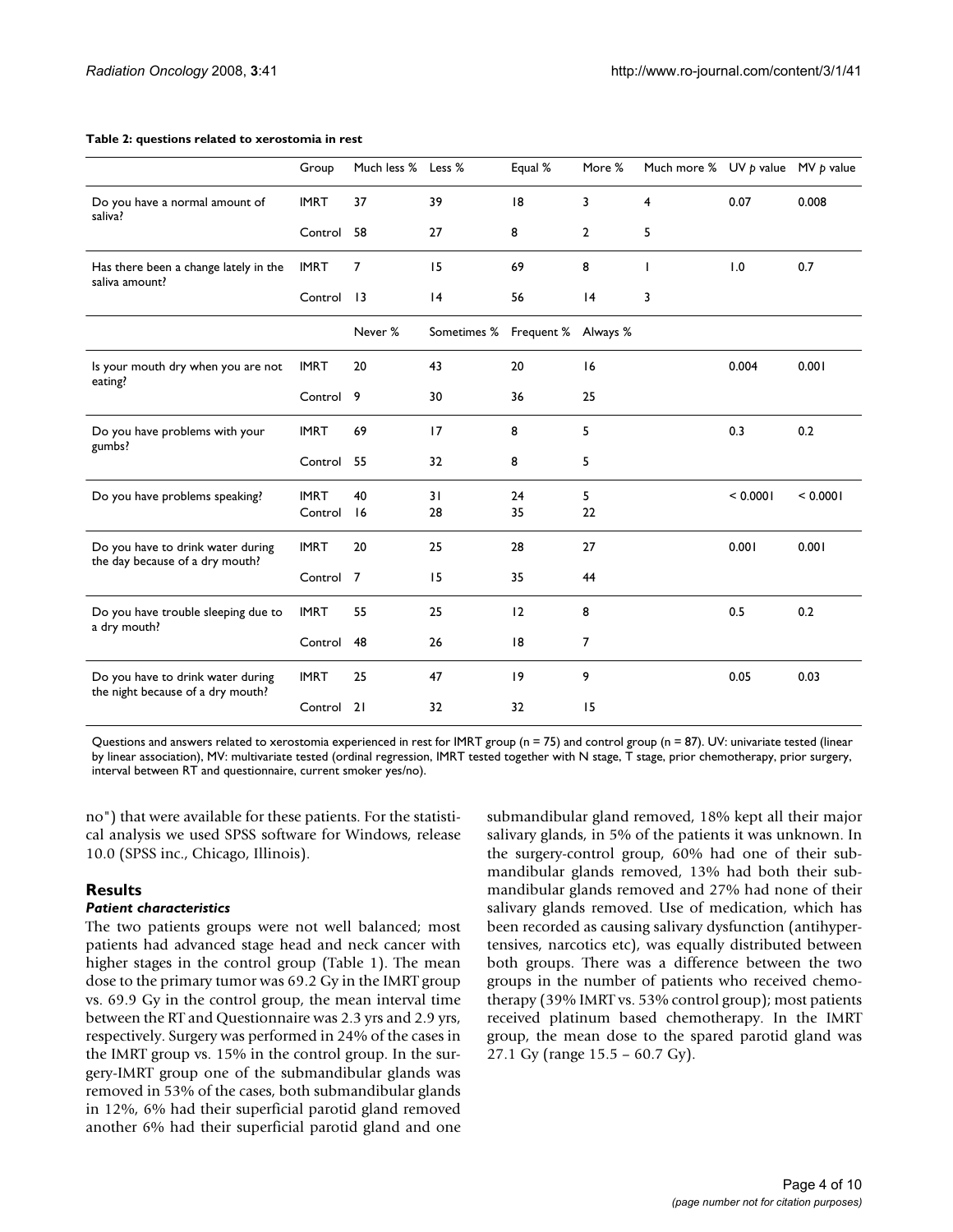**Table 2: questions related to xerostomia in rest**

| | Group | Much less % | Less % | Equal % | More % | Much more % | UV *p* value | MV *p* value |
|---|---|---|---|---|---|---|---|---|
| Do you have a normal amount of saliva? | IMRT | 37 | 39 | 18 | 3 | 4 | 0.07 | 0.008 |
| | Control | 58 | 27 | 8 | 2 | 5 | | |
| Has there been a change lately in the saliva amount? | IMRT | 7 | 15 | 69 | 8 | 1 | 1.0 | 0.7 |
| | Control | 13 | 14 | 56 | 14 | 3 | | |
| | | Never % | Sometimes % | Frequent % | Always % | | | |
| Is your mouth dry when you are not eating? | IMRT | 20 | 43 | 20 | 16 | | 0.004 | 0.001 |
| | Control | 9 | 30 | 36 | 25 | | | |
| Do you have problems with your gumbs? | IMRT | 69 | 17 | 8 | 5 | | 0.3 | 0.2 |
| | Control | 55 | 32 | 8 | 5 | | | |
| Do you have problems speaking? | IMRT | 40 | 31 | 24 | 5 | | < 0.0001 | < 0.0001 |
| | Control | 16 | 28 | 35 | 22 | | | |
| Do you have to drink water during the day because of a dry mouth? | IMRT | 20 | 25 | 28 | 27 | | 0.001 | 0.001 |
| | Control | 7 | 15 | 35 | 44 | | | |
| Do you have trouble sleeping due to a dry mouth? | IMRT | 55 | 25 | 12 | 8 | | 0.5 | 0.2 |
| | Control | 48 | 26 | 18 | 7 | | | |
| Do you have to drink water during the night because of a dry mouth? | IMRT | 25 | 47 | 19 | 9 | | 0.05 | 0.03 |
| | Control | 21 | 32 | 32 | 15 | | | |

Questions and answers related to xerostomia experienced in rest for IMRT group (n = 75) and control group (n = 87). UV: univariate tested (linear by linear association), MV: multivariate tested (ordinal regression, IMRT tested together with N stage, T stage, prior chemotherapy, prior surgery, interval between RT and questionnaire, current smoker yes/no).

no") that were available for these patients. For the statistical analysis we used SPSS software for Windows, release 10.0 (SPSS inc., Chicago, Illinois).

## Results

### *Patient characteristics*

The two patients groups were not well balanced; most patients had advanced stage head and neck cancer with higher stages in the control group (Table 1). The mean dose to the primary tumor was 69.2 Gy in the IMRT group vs. 69.9 Gy in the control group, the mean interval time between the RT and Questionnaire was 2.3 yrs and 2.9 yrs, respectively. Surgery was performed in 24% of the cases in the IMRT group vs. 15% in the control group. In the surgery-IMRT group one of the submandibular glands was removed in 53% of the cases, both submandibular glands in 12%, 6% had their superficial parotid gland removed another 6% had their superficial parotid gland and one submandibular gland removed, 18% kept all their major salivary glands, in 5% of the patients it was unknown. In the surgery-control group, 60% had one of their submandibular glands removed, 13% had both their submandibular glands removed and 27% had none of their salivary glands removed. Use of medication, which has been recorded as causing salivary dysfunction (antihypertensives, narcotics etc), was equally distributed between both groups. There was a difference between the two groups in the number of patients who received chemotherapy (39% IMRT vs. 53% control group); most patients received platinum based chemotherapy. In the IMRT group, the mean dose to the spared parotid gland was 27.1 Gy (range 15.5 – 60.7 Gy).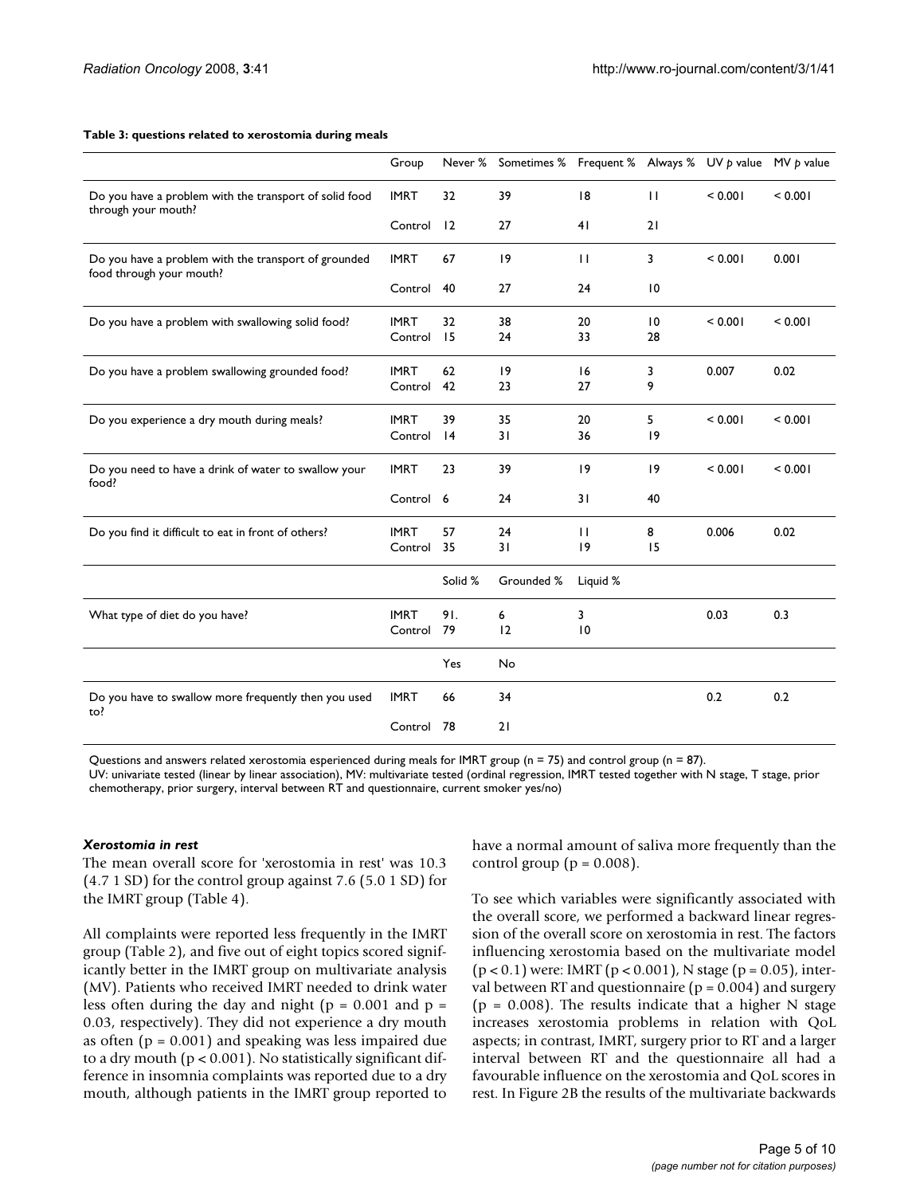**Table 3: questions related to xerostomia during meals**

| | Group | Never % | Sometimes % | Frequent % | Always % | UV *p* value | MV *p* value |
|---|---|---|---|---|---|---|---|
| Do you have a problem with the transport of solid food through your mouth? | IMRT | 32 | 39 | 18 | 11 | < 0.001 | < 0.001 |
| | Control | 12 | 27 | 41 | 21 | | |
| Do you have a problem with the transport of grounded food through your mouth? | IMRT | 67 | 19 | 11 | 3 | < 0.001 | 0.001 |
| | Control | 40 | 27 | 24 | 10 | | |
| Do you have a problem with swallowing solid food? | IMRT | 32 | 38 | 20 | 10 | < 0.001 | < 0.001 |
| | Control | 15 | 24 | 33 | 28 | | |
| Do you have a problem swallowing grounded food? | IMRT | 62 | 19 | 16 | 3 | 0.007 | 0.02 |
| | Control | 42 | 23 | 27 | 9 | | |
| Do you experience a dry mouth during meals? | IMRT | 39 | 35 | 20 | 5 | < 0.001 | < 0.001 |
| | Control | 14 | 31 | 36 | 19 | | |
| Do you need to have a drink of water to swallow your food? | IMRT | 23 | 39 | 19 | 19 | < 0.001 | < 0.001 |
| | Control | 6 | 24 | 31 | 40 | | |
| Do you find it difficult to eat in front of others? | IMRT | 57 | 24 | 11 | 8 | 0.006 | 0.02 |
| | Control | 35 | 31 | 19 | 15 | | |
| | | Solid % | Grounded % | Liquid % | | | |
| What type of diet do you have? | IMRT | 91. | 6 | 3 | | 0.03 | 0.3 |
| | Control | 79 | 12 | 10 | | | |
| | | Yes | No | | | | |
| Do you have to swallow more frequently then you used to? | IMRT | 66 | 34 | | | 0.2 | 0.2 |
| | Control | 78 | 21 | | | | |

Questions and answers related xerostomia esperienced during meals for IMRT group (n = 75) and control group (n = 87).
UV: univariate tested (linear by linear association), MV: multivariate tested (ordinal regression, IMRT tested together with N stage, T stage, prior chemotherapy, prior surgery, interval between RT and questionnaire, current smoker yes/no)

### *Xerostomia in rest*

The mean overall score for 'xerostomia in rest' was 10.3 (4.7 1 SD) for the control group against 7.6 (5.0 1 SD) for the IMRT group (Table 4).

All complaints were reported less frequently in the IMRT group (Table 2), and five out of eight topics scored significantly better in the IMRT group on multivariate analysis (MV). Patients who received IMRT needed to drink water less often during the day and night ($p = 0.001$ and $p = 0.03$, respectively). They did not experience a dry mouth as often ($p = 0.001$) and speaking was less impaired due to a dry mouth ($p < 0.001$). No statistically significant difference in insomnia complaints was reported due to a dry mouth, although patients in the IMRT group reported to have a normal amount of saliva more frequently than the control group ($p = 0.008$).

To see which variables were significantly associated with the overall score, we performed a backward linear regression of the overall score on xerostomia in rest. The factors influencing xerostomia based on the multivariate model ($p < 0.1$) were: IMRT ($p < 0.001$), N stage ($p = 0.05$), interval between RT and questionnaire ($p = 0.004$) and surgery ($p = 0.008$). The results indicate that a higher N stage increases xerostomia problems in relation with QoL aspects; in contrast, IMRT, surgery prior to RT and a larger interval between RT and the questionnaire all had a favourable influence on the xerostomia and QoL scores in rest. In Figure 2B the results of the multivariate backwards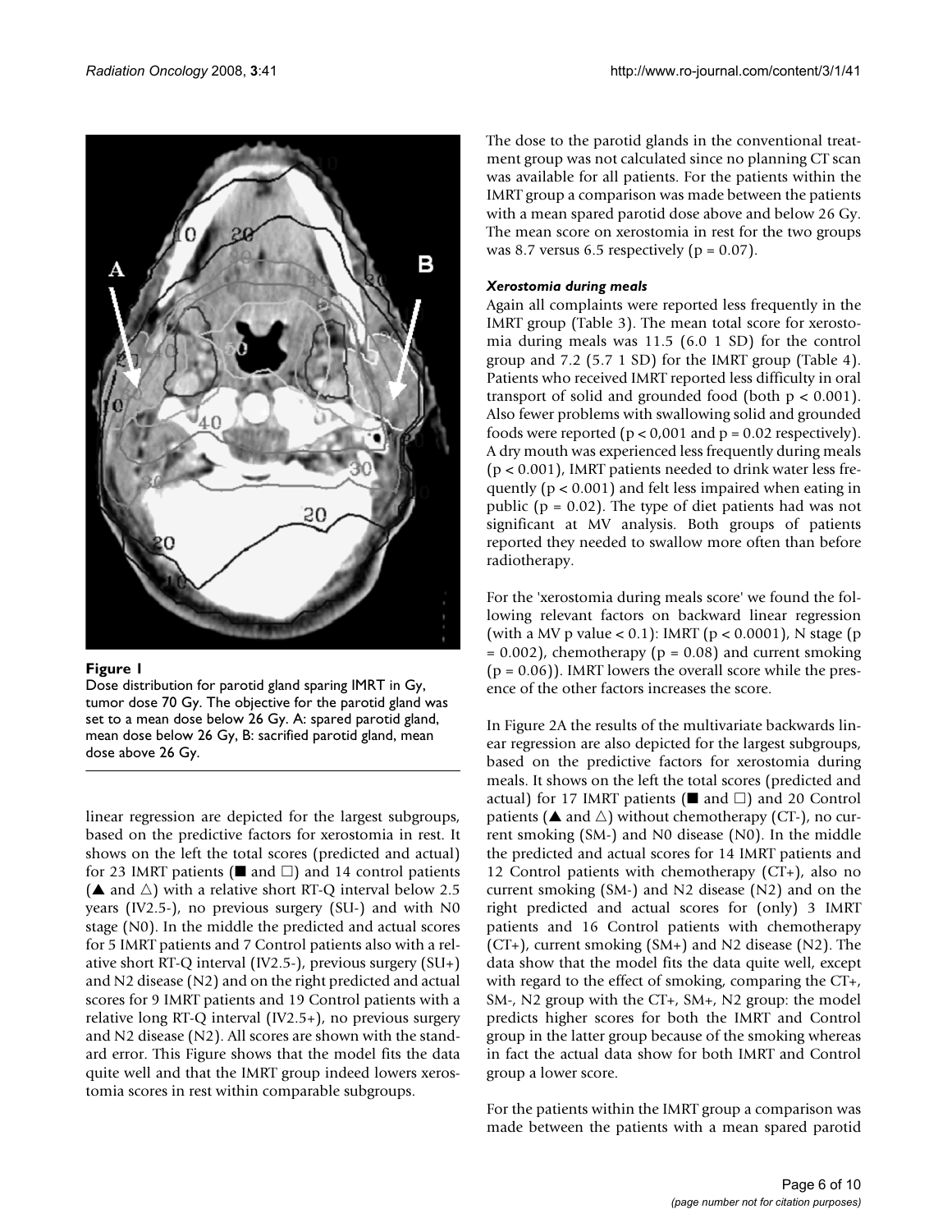**Figure 1**

Dose distribution for parotid gland sparing IMRT in Gy, tumor dose 70 Gy. The objective for the parotid gland was set to a mean dose below 26 Gy. A: spared parotid gland, mean dose below 26 Gy, B: sacrified parotid gland, mean dose above 26 Gy.

linear regression are depicted for the largest subgroups, based on the predictive factors for xerostomia in rest. It shows on the left the total scores (predicted and actual) for 23 IMRT patients (■ and □) and 14 control patients (▲ and △) with a relative short RT-Q interval below 2.5 years (IV2.5-), no previous surgery (SU-) and with N0 stage (N0). In the middle the predicted and actual scores for 5 IMRT patients and 7 Control patients also with a relative short RT-Q interval (IV2.5-), previous surgery (SU+) and N2 disease (N2) and on the right predicted and actual scores for 9 IMRT patients and 19 Control patients with a relative long RT-Q interval (IV2.5+), no previous surgery and N2 disease (N2). All scores are shown with the standard error. This Figure shows that the model fits the data quite well and that the IMRT group indeed lowers xerostomia scores in rest within comparable subgroups.

The dose to the parotid glands in the conventional treatment group was not calculated since no planning CT scan was available for all patients. For the patients within the IMRT group a comparison was made between the patients with a mean spared parotid dose above and below 26 Gy. The mean score on xerostomia in rest for the two groups was 8.7 versus 6.5 respectively ($p = 0.07$).

### *Xerostomia during meals*

Again all complaints were reported less frequently in the IMRT group (Table 3). The mean total score for xerostomia during meals was 11.5 (6.0 1 SD) for the control group and 7.2 (5.7 1 SD) for the IMRT group (Table 4). Patients who received IMRT reported less difficulty in oral transport of solid and grounded food (both $p < 0.001$). Also fewer problems with swallowing solid and grounded foods were reported ($p < 0,001$ and $p = 0.02$ respectively). A dry mouth was experienced less frequently during meals ($p < 0.001$), IMRT patients needed to drink water less frequently ($p < 0.001$) and felt less impaired when eating in public ($p = 0.02$). The type of diet patients had was not significant at MV analysis. Both groups of patients reported they needed to swallow more often than before radiotherapy.

For the 'xerostomia during meals score' we found the following relevant factors on backward linear regression (with a MV p value < 0.1): IMRT ($p < 0.0001$), N stage ($p = 0.002$), chemotherapy ($p = 0.08$) and current smoking ($p = 0.06$)). IMRT lowers the overall score while the presence of the other factors increases the score.

In Figure 2A the results of the multivariate backwards linear regression are also depicted for the largest subgroups, based on the predictive factors for xerostomia during meals. It shows on the left the total scores (predicted and actual) for 17 IMRT patients (■ and □) and 20 Control patients (▲ and △) without chemotherapy (CT-), no current smoking (SM-) and N0 disease (N0). In the middle the predicted and actual scores for 14 IMRT patients and 12 Control patients with chemotherapy (CT+), also no current smoking (SM-) and N2 disease (N2) and on the right predicted and actual scores for (only) 3 IMRT patients and 16 Control patients with chemotherapy (CT+), current smoking (SM+) and N2 disease (N2). The data show that the model fits the data quite well, except with regard to the effect of smoking, comparing the CT+, SM-, N2 group with the CT+, SM+, N2 group: the model predicts higher scores for both the IMRT and Control group in the latter group because of the smoking whereas in fact the actual data show for both IMRT and Control group a lower score.

For the patients within the IMRT group a comparison was made between the patients with a mean spared parotid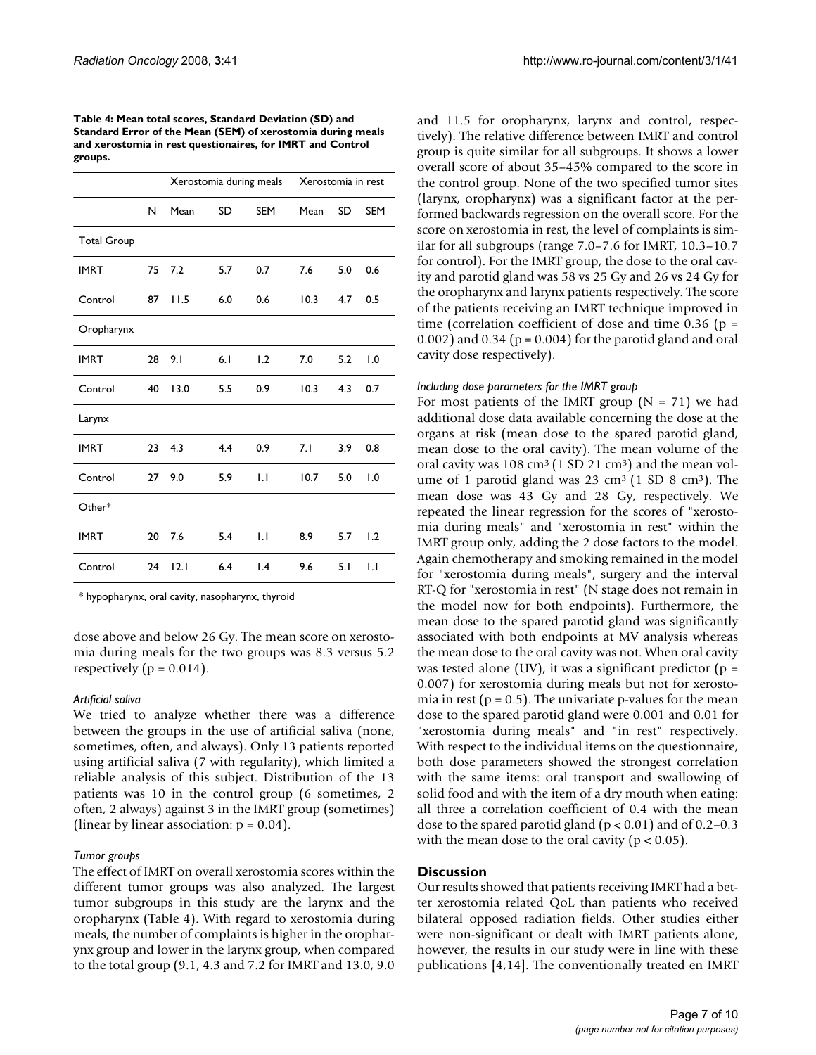**Table 4: Mean total scores, Standard Deviation (SD) and Standard Error of the Mean (SEM) of xerostomia during meals and xerostomia in rest questionaires, for IMRT and Control groups.**

| | | Xerostomia during meals | | | Xerostomia in rest | | |
|---|---|---|---|---|---|---|---|
| | N | Mean | SD | SEM | Mean | SD | SEM |
| Total Group | | | | | | | |
| IMRT | 75 | 7.2 | 5.7 | 0.7 | 7.6 | 5.0 | 0.6 |
| Control | 87 | 11.5 | 6.0 | 0.6 | 10.3 | 4.7 | 0.5 |
| Oropharynx | | | | | | | |
| IMRT | 28 | 9.1 | 6.1 | 1.2 | 7.0 | 5.2 | 1.0 |
| Control | 40 | 13.0 | 5.5 | 0.9 | 10.3 | 4.3 | 0.7 |
| Larynx | | | | | | | |
| IMRT | 23 | 4.3 | 4.4 | 0.9 | 7.1 | 3.9 | 0.8 |
| Control | 27 | 9.0 | 5.9 | 1.1 | 10.7 | 5.0 | 1.0 |
| Other* | | | | | | | |
| IMRT | 20 | 7.6 | 5.4 | 1.1 | 8.9 | 5.7 | 1.2 |
| Control | 24 | 12.1 | 6.4 | 1.4 | 9.6 | 5.1 | 1.1 |

\* hypopharynx, oral cavity, nasopharynx, thyroid

dose above and below 26 Gy. The mean score on xerostomia during meals for the two groups was 8.3 versus 5.2 respectively ($p = 0.014$).

### *Artificial saliva*

We tried to analyze whether there was a difference between the groups in the use of artificial saliva (none, sometimes, often, and always). Only 13 patients reported using artificial saliva (7 with regularity), which limited a reliable analysis of this subject. Distribution of the 13 patients was 10 in the control group (6 sometimes, 2 often, 2 always) against 3 in the IMRT group (sometimes) (linear by linear association: $p = 0.04$).

### *Tumor groups*

The effect of IMRT on overall xerostomia scores within the different tumor groups was also analyzed. The largest tumor subgroups in this study are the larynx and the oropharynx (Table 4). With regard to xerostomia during meals, the number of complaints is higher in the oropharynx group and lower in the larynx group, when compared to the total group (9.1, 4.3 and 7.2 for IMRT and 13.0, 9.0 and 11.5 for oropharynx, larynx and control, respectively). The relative difference between IMRT and control group is quite similar for all subgroups. It shows a lower overall score of about 35–45% compared to the score in the control group. None of the two specified tumor sites (larynx, oropharynx) was a significant factor at the performed backwards regression on the overall score. For the score on xerostomia in rest, the level of complaints is similar for all subgroups (range 7.0–7.6 for IMRT, 10.3–10.7 for control). For the IMRT group, the dose to the oral cavity and parotid gland was 58 vs 25 Gy and 26 vs 24 Gy for the oropharynx and larynx patients respectively. The score of the patients receiving an IMRT technique improved in time (correlation coefficient of dose and time 0.36 ($p = 0.002$) and 0.34 ($p = 0.004$) for the parotid gland and oral cavity dose respectively).

### *Including dose parameters for the IMRT group*

For most patients of the IMRT group ($N = 71$) we had additional dose data available concerning the dose at the organs at risk (mean dose to the spared parotid gland, mean dose to the oral cavity). The mean volume of the oral cavity was 108 $cm^3$ (1 SD 21 $cm^3$) and the mean volume of 1 parotid gland was 23 $cm^3$ (1 SD 8 $cm^3$). The mean dose was 43 Gy and 28 Gy, respectively. We repeated the linear regression for the scores of "xerostomia during meals" and "xerostomia in rest" within the IMRT group only, adding the 2 dose factors to the model. Again chemotherapy and smoking remained in the model for "xerostomia during meals", surgery and the interval RT-Q for "xerostomia in rest" (N stage does not remain in the model now for both endpoints). Furthermore, the mean dose to the spared parotid gland was significantly associated with both endpoints at MV analysis whereas the mean dose to the oral cavity was not. When oral cavity was tested alone (UV), it was a significant predictor ($p = 0.007$) for xerostomia during meals but not for xerostomia in rest ($p = 0.5$). The univariate p-values for the mean dose to the spared parotid gland were 0.001 and 0.01 for "xerostomia during meals" and "in rest" respectively. With respect to the individual items on the questionnaire, both dose parameters showed the strongest correlation with the same items: oral transport and swallowing of solid food and with the item of a dry mouth when eating: all three a correlation coefficient of 0.4 with the mean dose to the spared parotid gland ($p < 0.01$) and of 0.2–0.3 with the mean dose to the oral cavity ($p < 0.05$).

## Discussion

Our results showed that patients receiving IMRT had a better xerostomia related QoL than patients who received bilateral opposed radiation fields. Other studies either were non-significant or dealt with IMRT patients alone, however, the results in our study were in line with these publications [4,14]. The conventionally treated en IMRT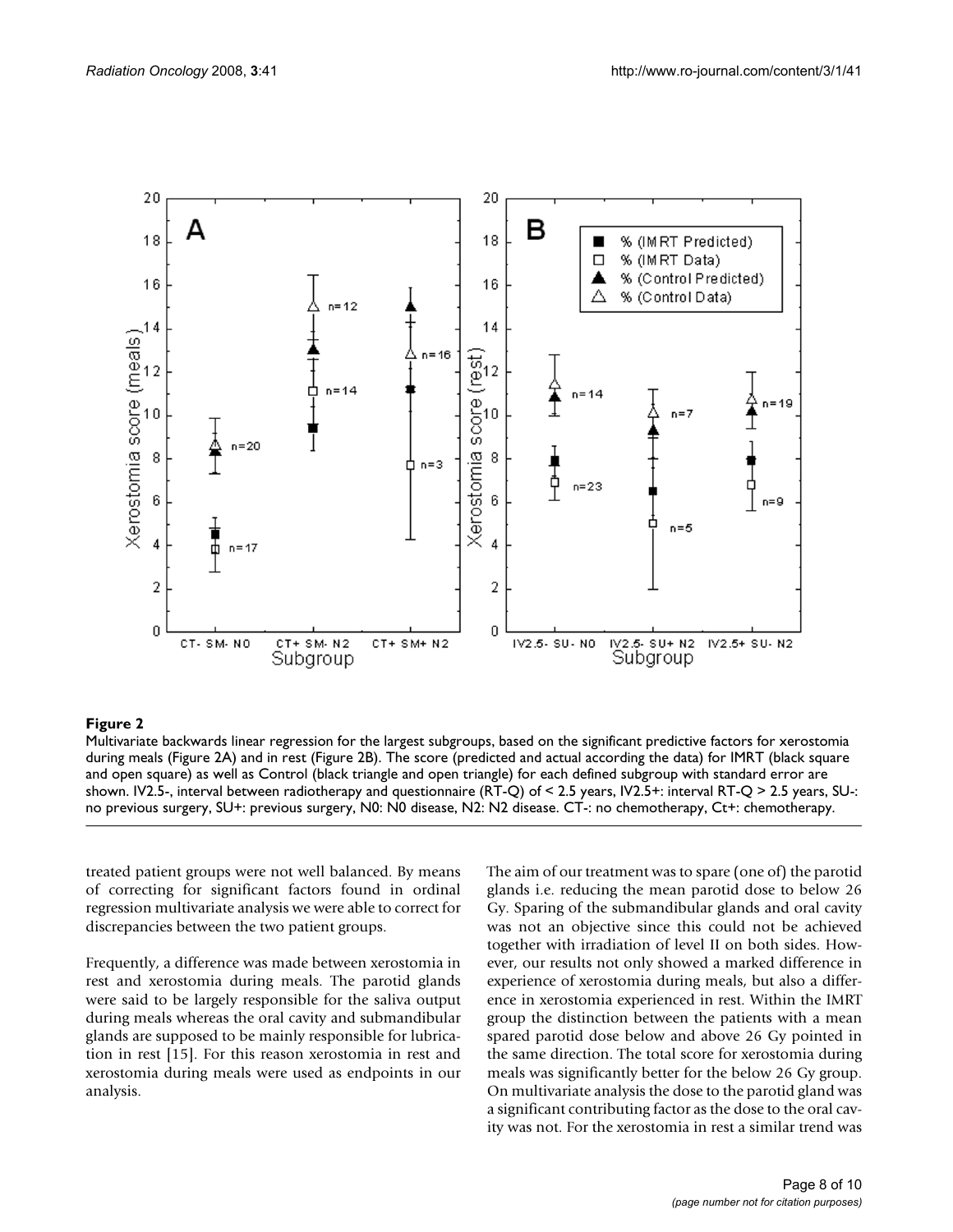**Figure 2**

Multivariate backwards linear regression for the largest subgroups, based on the significant predictive factors for xerostomia during meals (Figure 2A) and in rest (Figure 2B). The score (predicted and actual according the data) for IMRT (black square and open square) as well as Control (black triangle and open triangle) for each defined subgroup with standard error are shown. IV2.5-, interval between radiotherapy and questionnaire (RT-Q) of < 2.5 years, IV2.5+: interval RT-Q > 2.5 years, SU-: no previous surgery, SU+: previous surgery, N0: N0 disease, N2: N2 disease. CT-: no chemotherapy, Ct+: chemotherapy.

treated patient groups were not well balanced. By means of correcting for significant factors found in ordinal regression multivariate analysis we were able to correct for discrepancies between the two patient groups.

Frequently, a difference was made between xerostomia in rest and xerostomia during meals. The parotid glands were said to be largely responsible for the saliva output during meals whereas the oral cavity and submandibular glands are supposed to be mainly responsible for lubrication in rest [15]. For this reason xerostomia in rest and xerostomia during meals were used as endpoints in our analysis.

The aim of our treatment was to spare (one of) the parotid glands i.e. reducing the mean parotid dose to below 26 Gy. Sparing of the submandibular glands and oral cavity was not an objective since this could not be achieved together with irradiation of level II on both sides. However, our results not only showed a marked difference in experience of xerostomia during meals, but also a difference in xerostomia experienced in rest. Within the IMRT group the distinction between the patients with a mean spared parotid dose below and above 26 Gy pointed in the same direction. The total score for xerostomia during meals was significantly better for the below 26 Gy group. On multivariate analysis the dose to the parotid gland was a significant contributing factor as the dose to the oral cavity was not. For the xerostomia in rest a similar trend was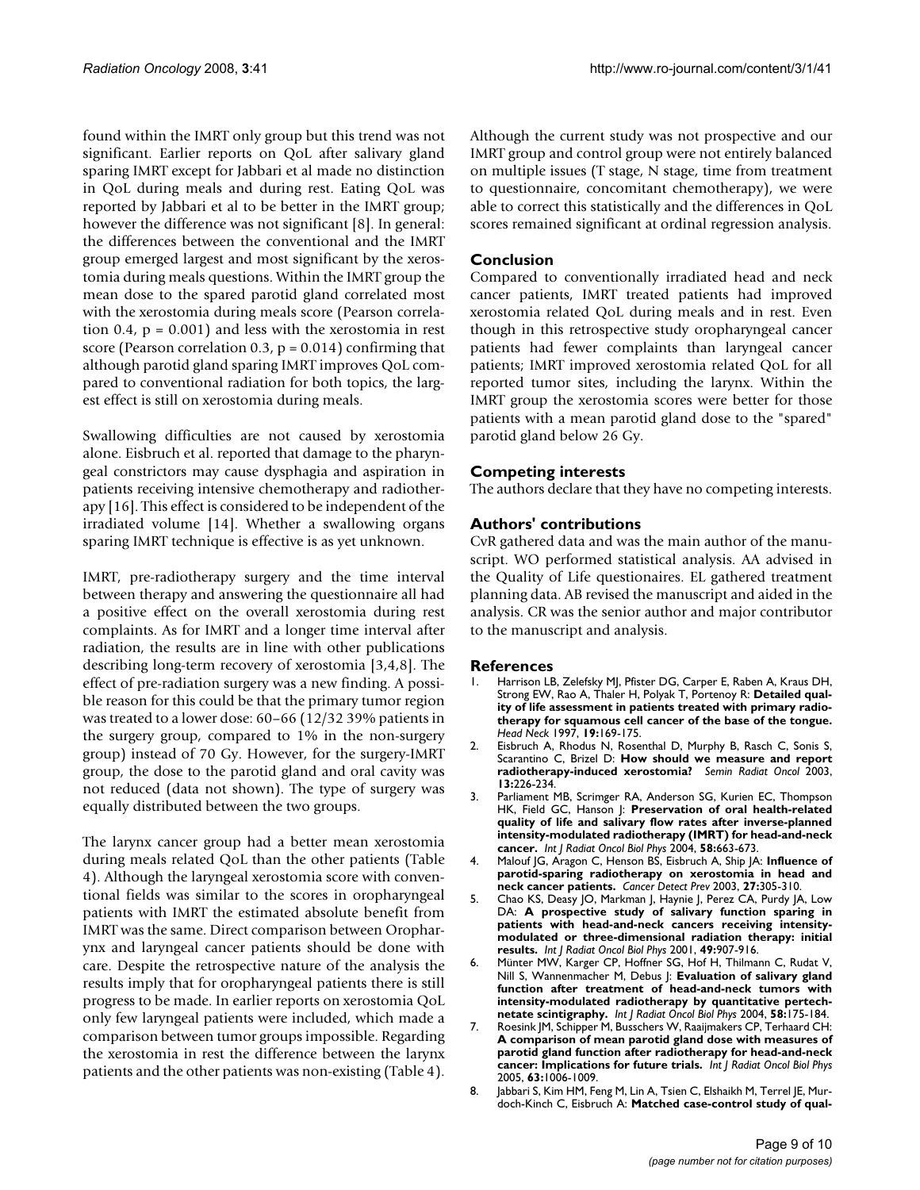found within the IMRT only group but this trend was not significant. Earlier reports on QoL after salivary gland sparing IMRT except for Jabbari et al made no distinction in QoL during meals and during rest. Eating QoL was reported by Jabbari et al to be better in the IMRT group; however the difference was not significant [8]. In general: the differences between the conventional and the IMRT group emerged largest and most significant by the xerostomia during meals questions. Within the IMRT group the mean dose to the spared parotid gland correlated most with the xerostomia during meals score (Pearson correlation 0.4, $p = 0.001$) and less with the xerostomia in rest score (Pearson correlation 0.3, $p = 0.014$) confirming that although parotid gland sparing IMRT improves QoL compared to conventional radiation for both topics, the largest effect is still on xerostomia during meals.

Swallowing difficulties are not caused by xerostomia alone. Eisbruch et al. reported that damage to the pharyngeal constrictors may cause dysphagia and aspiration in patients receiving intensive chemotherapy and radiotherapy [16]. This effect is considered to be independent of the irradiated volume [14]. Whether a swallowing organs sparing IMRT technique is effective is as yet unknown.

IMRT, pre-radiotherapy surgery and the time interval between therapy and answering the questionnaire all had a positive effect on the overall xerostomia during rest complaints. As for IMRT and a longer time interval after radiation, the results are in line with other publications describing long-term recovery of xerostomia [3,4,8]. The effect of pre-radiation surgery was a new finding. A possible reason for this could be that the primary tumor region was treated to a lower dose: 60–66 (12/32 39% patients in the surgery group, compared to 1% in the non-surgery group) instead of 70 Gy. However, for the surgery-IMRT group, the dose to the parotid gland and oral cavity was not reduced (data not shown). The type of surgery was equally distributed between the two groups.

The larynx cancer group had a better mean xerostomia during meals related QoL than the other patients (Table 4). Although the laryngeal xerostomia score with conventional fields was similar to the scores in oropharyngeal patients with IMRT the estimated absolute benefit from IMRT was the same. Direct comparison between Oropharynx and laryngeal cancer patients should be done with care. Despite the retrospective nature of the analysis the results imply that for oropharyngeal patients there is still progress to be made. In earlier reports on xerostomia QoL only few laryngeal patients were included, which made a comparison between tumor groups impossible. Regarding the xerostomia in rest the difference between the larynx patients and the other patients was non-existing (Table 4).

Although the current study was not prospective and our IMRT group and control group were not entirely balanced on multiple issues (T stage, N stage, time from treatment to questionnaire, concomitant chemotherapy), we were able to correct this statistically and the differences in QoL scores remained significant at ordinal regression analysis.

## Conclusion

Compared to conventionally irradiated head and neck cancer patients, IMRT treated patients had improved xerostomia related QoL during meals and in rest. Even though in this retrospective study oropharyngeal cancer patients had fewer complaints than laryngeal cancer patients; IMRT improved xerostomia related QoL for all reported tumor sites, including the larynx. Within the IMRT group the xerostomia scores were better for those patients with a mean parotid gland dose to the "spared" parotid gland below 26 Gy.

## Competing interests

The authors declare that they have no competing interests.

## Authors' contributions

CvR gathered data and was the main author of the manuscript. WO performed statistical analysis. AA advised in the Quality of Life questionaires. EL gathered treatment planning data. AB revised the manuscript and aided in the analysis. CR was the senior author and major contributor to the manuscript and analysis.

## References

1. Harrison LB, Zelefsky MJ, Pfister DG, Carper E, Raben A, Kraus DH, Strong EW, Rao A, Thaler H, Polyak T, Portenoy R: **Detailed quality of life assessment in patients treated with primary radiotherapy for squamous cell cancer of the base of the tongue.** *Head Neck* 1997, **19:**169-175.
2. Eisbruch A, Rhodus N, Rosenthal D, Murphy B, Rasch C, Sonis S, Scarantino C, Brizel D: **How should we measure and report radiotherapy-induced xerostomia?** *Semin Radiat Oncol* 2003, **13:**226-234.
3. Parliament MB, Scrimger RA, Anderson SG, Kurien EC, Thompson HK, Field GC, Hanson J: **Preservation of oral health-related quality of life and salivary flow rates after inverse-planned intensity-modulated radiotherapy (IMRT) for head-and-neck cancer.** *Int J Radiat Oncol Biol Phys* 2004, **58:**663-673.
4. Malouf JG, Aragon C, Henson BS, Eisbruch A, Ship JA: **Influence of parotid-sparing radiotherapy on xerostomia in head and neck cancer patients.** *Cancer Detect Prev* 2003, **27:**305-310.
5. Chao KS, Deasy JO, Markman J, Haynie J, Perez CA, Purdy JA, Low DA: **A prospective study of salivary function sparing in patients with head-and-neck cancers receiving intensity-modulated or three-dimensional radiation therapy: initial results.** *Int J Radiat Oncol Biol Phys* 2001, **49:**907-916.
6. Münter MW, Karger CP, Hoffner SG, Hof H, Thilmann C, Rudat V, Nill S, Wannenmacher M, Debus J: **Evaluation of salivary gland function after treatment of head-and-neck tumors with intensity-modulated radiotherapy by quantitative pertechnetate scintigraphy.** *Int J Radiat Oncol Biol Phys* 2004, **58:**175-184.
7. Roesink JM, Schipper M, Busschers W, Raaijmakers CP, Terhaard CH: **A comparison of mean parotid gland dose with measures of parotid gland function after radiotherapy for head-and-neck cancer: Implications for future trials.** *Int J Radiat Oncol Biol Phys* 2005, **63:**1006-1009.
8. Jabbari S, Kim HM, Feng M, Lin A, Tsien C, Elshaikh M, Terrel JE, Murdoch-Kinch C, Eisbruch A: **Matched case-control study of qual-**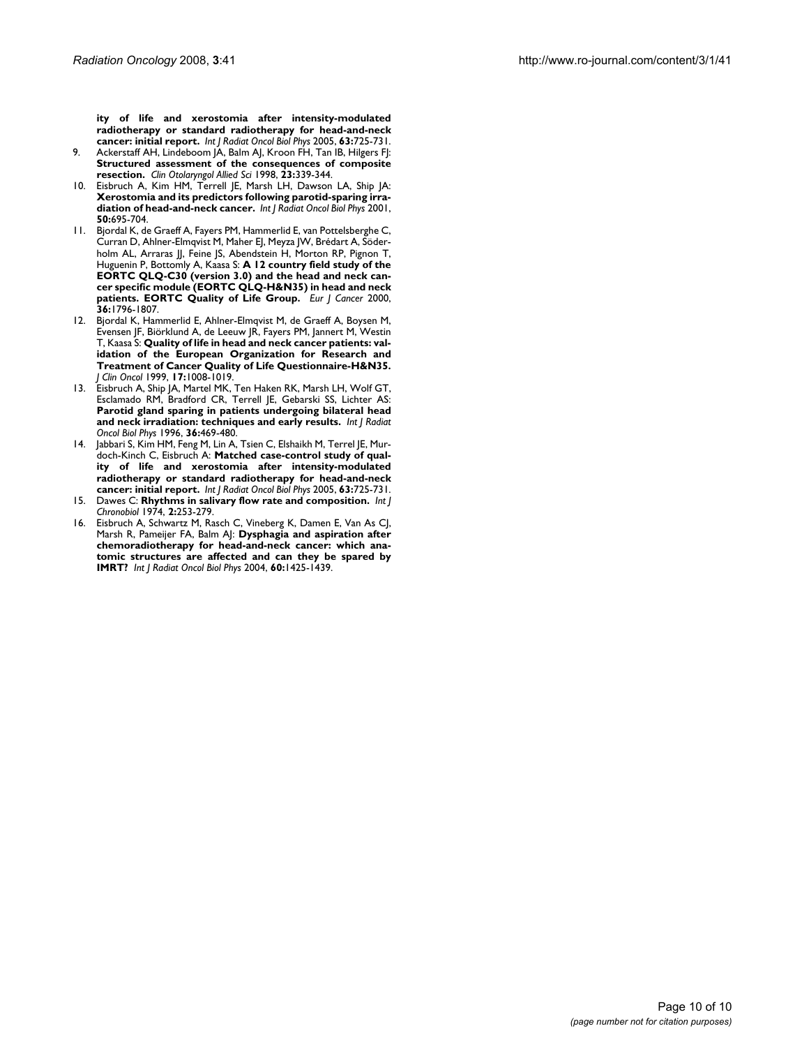**ity of life and xerostomia after intensity-modulated radiotherapy or standard radiotherapy for head-and-neck cancer: initial report.** *Int J Radiat Oncol Biol Phys* 2005, **63:**725-731.

9. Ackerstaff AH, Lindeboom JA, Balm AJ, Kroon FH, Tan IB, Hilgers FJ: **Structured assessment of the consequences of composite resection.** *Clin Otolaryngol Allied Sci* 1998, **23:**339-344.
10. Eisbruch A, Kim HM, Terrell JE, Marsh LH, Dawson LA, Ship JA: **Xerostomia and its predictors following parotid-sparing irradiation of head-and-neck cancer.** *Int J Radiat Oncol Biol Phys* 2001, **50:**695-704.
11. Bjordal K, de Graeff A, Fayers PM, Hammerlid E, van Pottelsberghe C, Curran D, Ahlner-Elmqvist M, Maher EJ, Meyza JW, Brédart A, Söderholm AL, Arraras JJ, Feine JS, Abendstein H, Morton RP, Pignon T, Huguenin P, Bottomly A, Kaasa S: **A 12 country field study of the EORTC QLQ-C30 (version 3.0) and the head and neck cancer specific module (EORTC QLQ-H&N35) in head and neck patients. EORTC Quality of Life Group.** *Eur J Cancer* 2000, **36:**1796-1807.
12. Bjordal K, Hammerlid E, Ahlner-Elmqvist M, de Graeff A, Boysen M, Evensen JF, Biörklund A, de Leeuw JR, Fayers PM, Jannert M, Westin T, Kaasa S: **Quality of life in head and neck cancer patients: validation of the European Organization for Research and Treatment of Cancer Quality of Life Questionnaire-H&N35.** *J Clin Oncol* 1999, **17:**1008-1019.
13. Eisbruch A, Ship JA, Martel MK, Ten Haken RK, Marsh LH, Wolf GT, Esclamado RM, Bradford CR, Terrell JE, Gebarski SS, Lichter AS: **Parotid gland sparing in patients undergoing bilateral head and neck irradiation: techniques and early results.** *Int J Radiat Oncol Biol Phys* 1996, **36:**469-480.
14. Jabbari S, Kim HM, Feng M, Lin A, Tsien C, Elshaikh M, Terrel JE, Murdoch-Kinch C, Eisbruch A: **Matched case-control study of quality of life and xerostomia after intensity-modulated radiotherapy or standard radiotherapy for head-and-neck cancer: initial report.** *Int J Radiat Oncol Biol Phys* 2005, **63:**725-731.
15. Dawes C: **Rhythms in salivary flow rate and composition.** *Int J Chronobiol* 1974, **2:**253-279.
16. Eisbruch A, Schwartz M, Rasch C, Vineberg K, Damen E, Van As CJ, Marsh R, Pameijer FA, Balm AJ: **Dysphagia and aspiration after chemoradiotherapy for head-and-neck cancer: which anatomic structures are affected and can they be spared by IMRT?** *Int J Radiat Oncol Biol Phys* 2004, **60:**1425-1439.